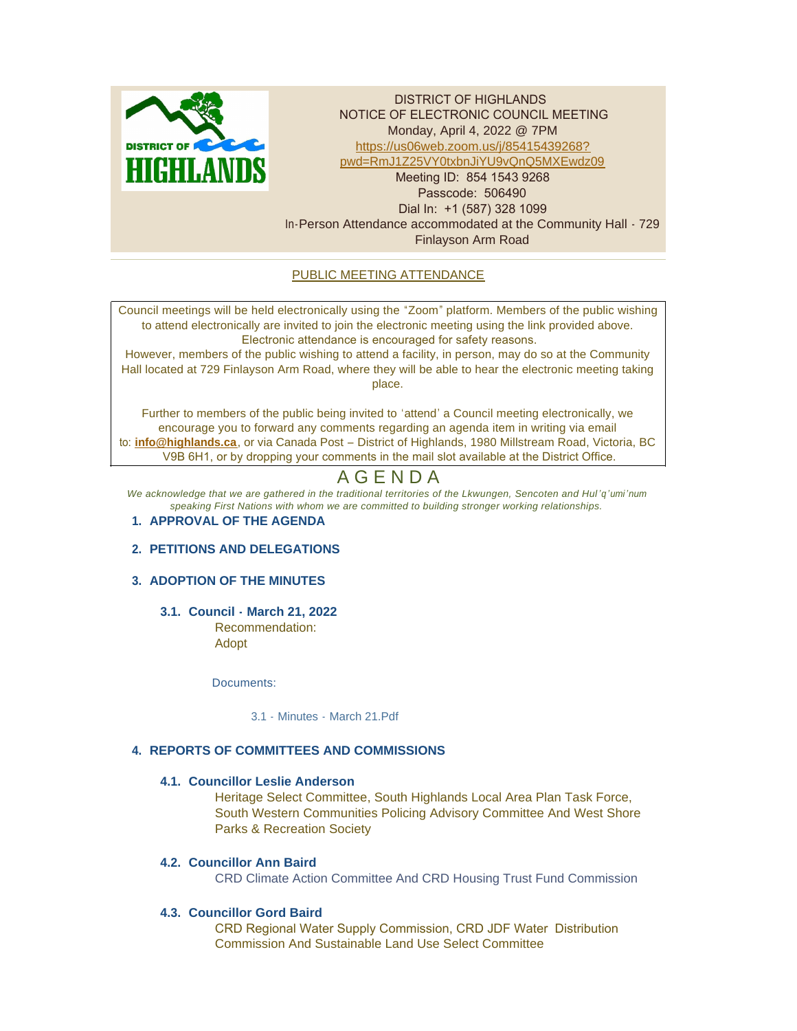DISTRICT OF HIGHLANDS
NOTICE OF ELECTRONIC COUNCIL MEETING
Monday, April 4, 2022 @ 7PM
https://us06web.zoom.us/j/85415439268?pwd=RmJ1Z25VY0txbnJiYU9vQnQ5MXEwdz09
Meeting ID: 854 1543 9268
Passcode: 506490
Dial In: +1 (587) 328 1099
In-Person Attendance accommodated at the Community Hall - 729 Finlayson Arm Road

PUBLIC MEETING ATTENDANCE

Council meetings will be held electronically using the "Zoom" platform. Members of the public wishing to attend electronically are invited to join the electronic meeting using the link provided above. Electronic attendance is encouraged for safety reasons.
However, members of the public wishing to attend a facility, in person, may do so at the Community Hall located at 729 Finlayson Arm Road, where they will be able to hear the electronic meeting taking place.

Further to members of the public being invited to 'attend' a Council meeting electronically, we encourage you to forward any comments regarding an agenda item in writing via email to: **info@highlands.ca**, or via Canada Post – District of Highlands, 1980 Millstream Road, Victoria, BC V9B 6H1, or by dropping your comments in the mail slot available at the District Office.

# AGENDA

*We acknowledge that we are gathered in the traditional territories of the Lkwungen, Sencoten and Hul'q'umi'num speaking First Nations with whom we are committed to building stronger working relationships.*

## 1. APPROVAL OF THE AGENDA

## 2. PETITIONS AND DELEGATIONS

## 3. ADOPTION OF THE MINUTES

### 3.1. Council - March 21, 2022

Recommendation:
Adopt

Documents:

3.1 - Minutes - March 21.Pdf

## 4. REPORTS OF COMMITTEES AND COMMISSIONS

### 4.1. Councillor Leslie Anderson

Heritage Select Committee, South Highlands Local Area Plan Task Force, South Western Communities Policing Advisory Committee And West Shore Parks & Recreation Society

### 4.2. Councillor Ann Baird

CRD Climate Action Committee And CRD Housing Trust Fund Commission

### 4.3. Councillor Gord Baird

CRD Regional Water Supply Commission, CRD JDF Water Distribution Commission And Sustainable Land Use Select Committee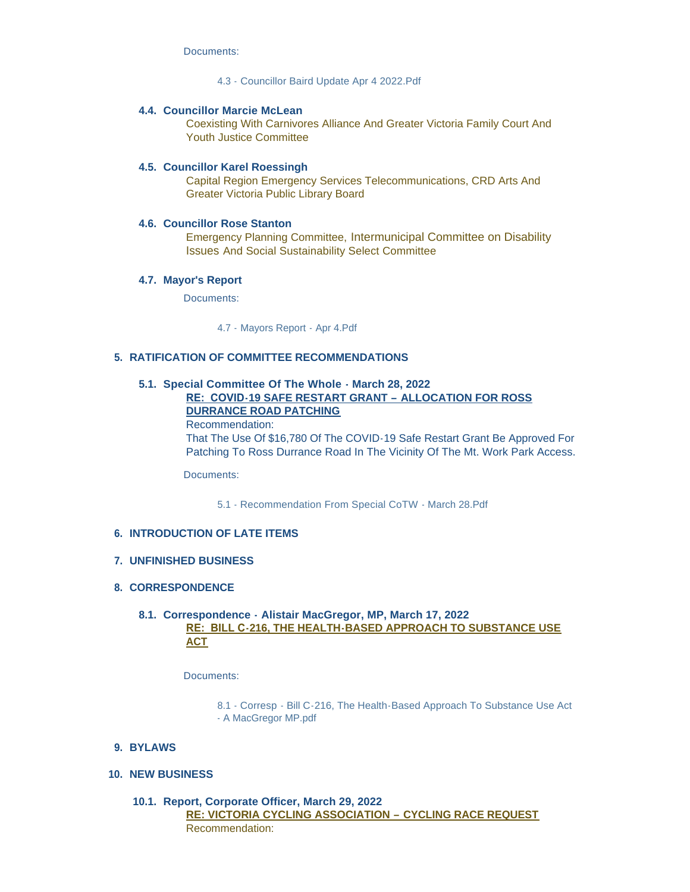Documents:

4.3 - Councillor Baird Update Apr 4 2022.Pdf

### 4.4. Councillor Marcie McLean

Coexisting With Carnivores Alliance And Greater Victoria Family Court And Youth Justice Committee

### 4.5. Councillor Karel Roessingh

Capital Region Emergency Services Telecommunications, CRD Arts And Greater Victoria Public Library Board

### 4.6. Councillor Rose Stanton

Emergency Planning Committee, Intermunicipal Committee on Disability Issues And Social Sustainability Select Committee

### 4.7. Mayor's Report

Documents:

4.7 - Mayors Report - Apr 4.Pdf

## 5. RATIFICATION OF COMMITTEE RECOMMENDATIONS

### 5.1. Special Committee Of The Whole - March 28, 2022

**RE: COVID-19 SAFE RESTART GRANT – ALLOCATION FOR ROSS DURRANCE ROAD PATCHING**

Recommendation:

That The Use Of $16,780 Of The COVID-19 Safe Restart Grant Be Approved For Patching To Ross Durrance Road In The Vicinity Of The Mt. Work Park Access.

Documents:

5.1 - Recommendation From Special CoTW - March 28.Pdf

## 6. INTRODUCTION OF LATE ITEMS

## 7. UNFINISHED BUSINESS

## 8. CORRESPONDENCE

### 8.1. Correspondence - Alistair MacGregor, MP, March 17, 2022

**RE: BILL C-216, THE HEALTH-BASED APPROACH TO SUBSTANCE USE ACT**

Documents:

8.1 - Corresp - Bill C-216, The Health-Based Approach To Substance Use Act - A MacGregor MP.pdf

## 9. BYLAWS

## 10. NEW BUSINESS

### 10.1. Report, Corporate Officer, March 29, 2022

**RE: VICTORIA CYCLING ASSOCIATION – CYCLING RACE REQUEST**

Recommendation: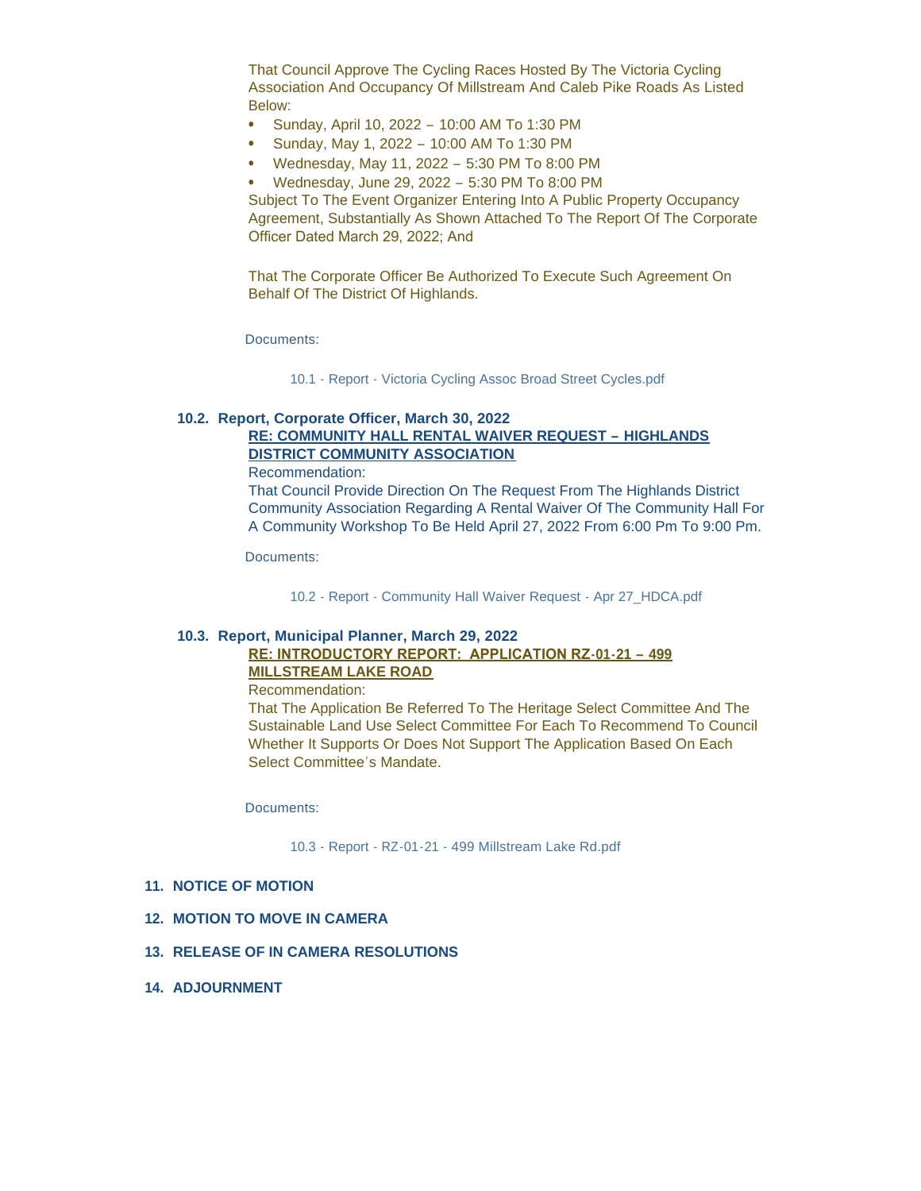That Council Approve The Cycling Races Hosted By The Victoria Cycling Association And Occupancy Of Millstream And Caleb Pike Roads As Listed Below:

- Sunday, April 10, 2022 – 10:00 AM To 1:30 PM
- Sunday, May 1, 2022 – 10:00 AM To 1:30 PM
- Wednesday, May 11, 2022 – 5:30 PM To 8:00 PM
- Wednesday, June 29, 2022 – 5:30 PM To 8:00 PM

Subject To The Event Organizer Entering Into A Public Property Occupancy Agreement, Substantially As Shown Attached To The Report Of The Corporate Officer Dated March 29, 2022; And

That The Corporate Officer Be Authorized To Execute Such Agreement On Behalf Of The District Of Highlands.

Documents:

10.1 - Report - Victoria Cycling Assoc Broad Street Cycles.pdf

**10.2. Report, Corporate Officer, March 30, 2022**

**RE: COMMUNITY HALL RENTAL WAIVER REQUEST – HIGHLANDS DISTRICT COMMUNITY ASSOCIATION**

Recommendation:

That Council Provide Direction On The Request From The Highlands District Community Association Regarding A Rental Waiver Of The Community Hall For A Community Workshop To Be Held April 27, 2022 From 6:00 Pm To 9:00 Pm.

Documents:

10.2 - Report - Community Hall Waiver Request - Apr 27_HDCA.pdf

**10.3. Report, Municipal Planner, March 29, 2022**

**RE: INTRODUCTORY REPORT: APPLICATION RZ-01-21 – 499 MILLSTREAM LAKE ROAD**

Recommendation:

That The Application Be Referred To The Heritage Select Committee And The Sustainable Land Use Select Committee For Each To Recommend To Council Whether It Supports Or Does Not Support The Application Based On Each Select Committee's Mandate.

Documents:

10.3 - Report - RZ-01-21 - 499 Millstream Lake Rd.pdf

**11. NOTICE OF MOTION**

**12. MOTION TO MOVE IN CAMERA**

**13. RELEASE OF IN CAMERA RESOLUTIONS**

**14. ADJOURNMENT**